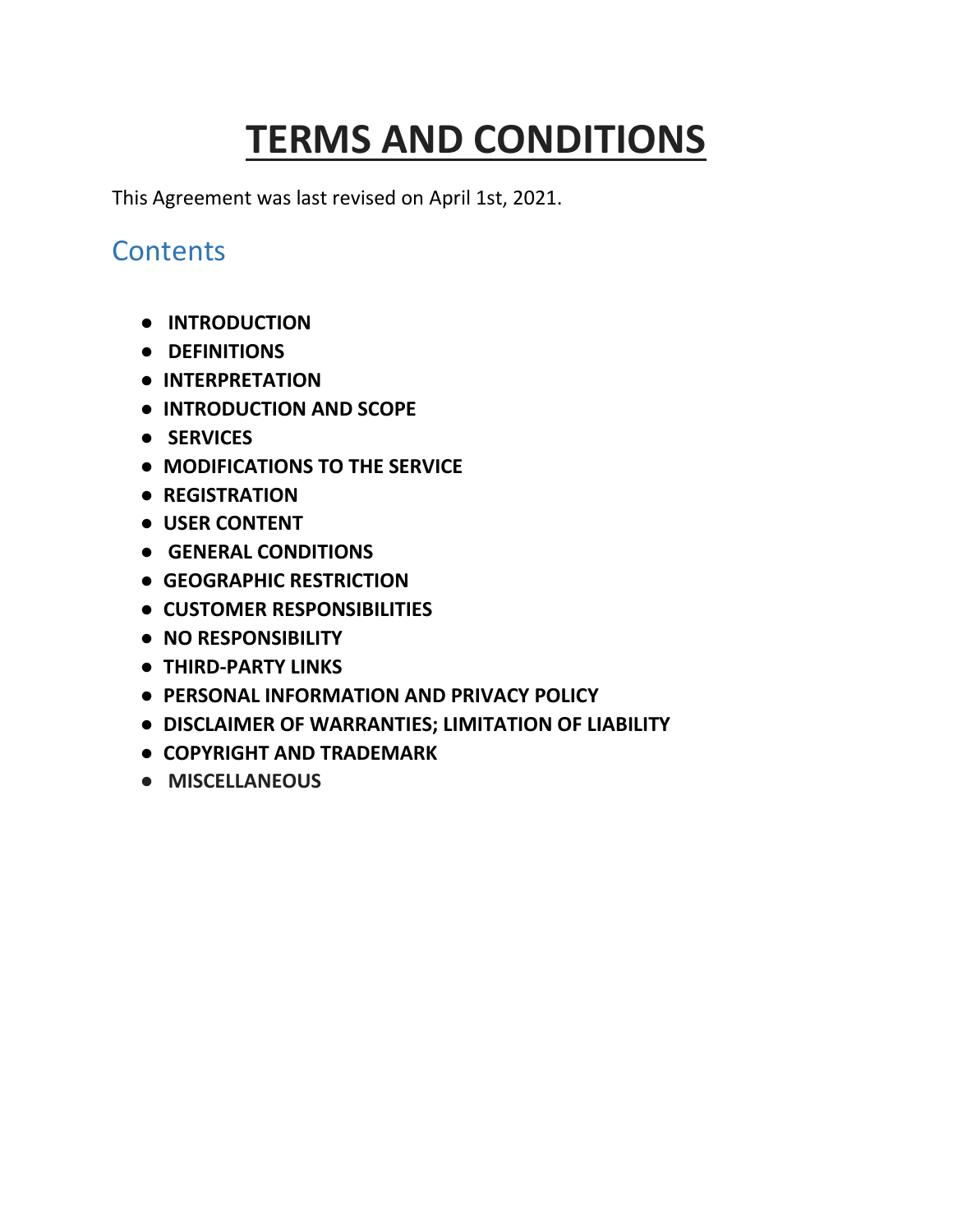# TERMS AND CONDITIONS

This Agreement was last revised on April 1st, 2021.

## Contents

- **INTRODUCTION**
- **DEFINITIONS**
- **INTERPRETATION**
- **INTRODUCTION AND SCOPE**
- **SERVICES**
- **MODIFICATIONS TO THE SERVICE**
- **REGISTRATION**
- **USER CONTENT**
- **GENERAL CONDITIONS**
- **GEOGRAPHIC RESTRICTION**
- **CUSTOMER RESPONSIBILITIES**
- **NO RESPONSIBILITY**
- **THIRD-PARTY LINKS**
- **PERSONAL INFORMATION AND PRIVACY POLICY**
- **DISCLAIMER OF WARRANTIES; LIMITATION OF LIABILITY**
- **COPYRIGHT AND TRADEMARK**
- **MISCELLANEOUS**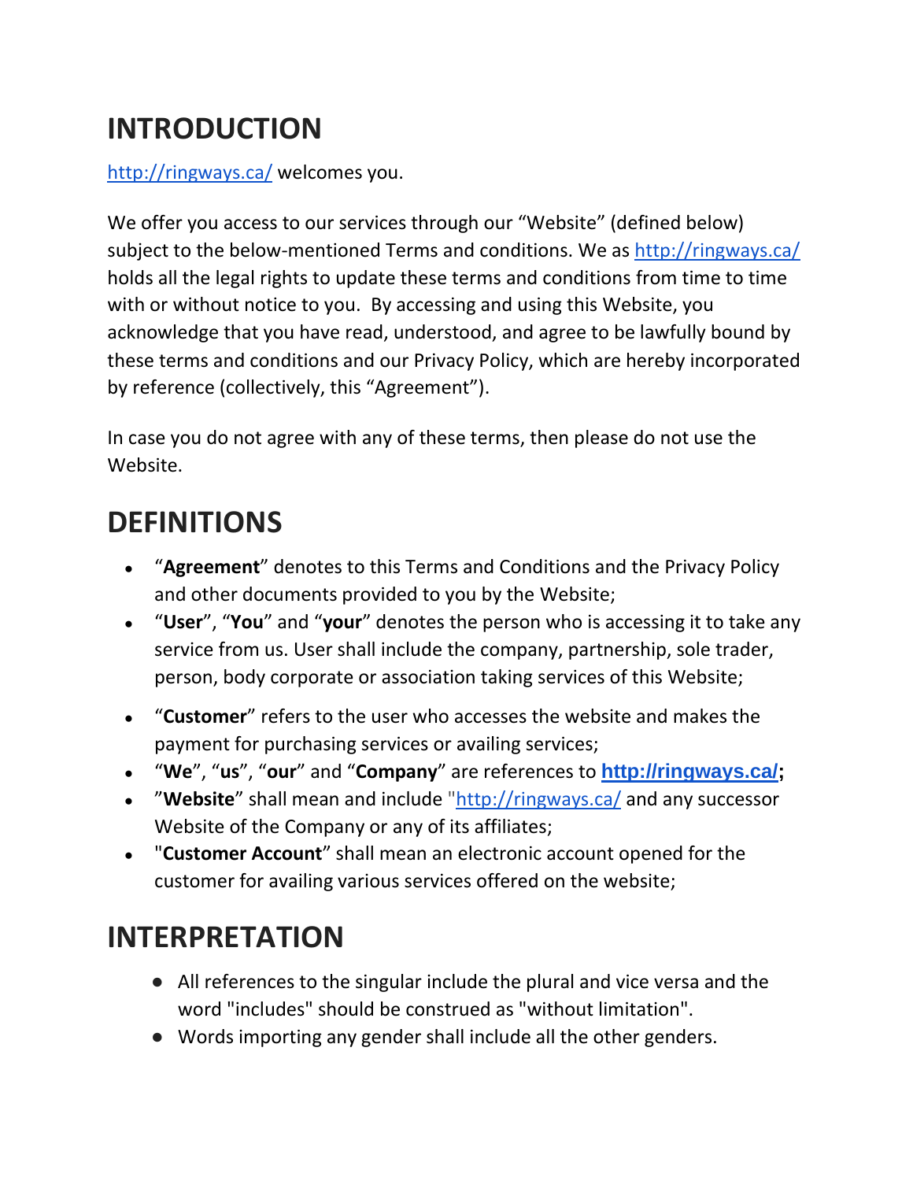# INTRODUCTION

http://ringways.ca/ welcomes you.

We offer you access to our services through our “Website” (defined below) subject to the below-mentioned Terms and conditions. We as http://ringways.ca/ holds all the legal rights to update these terms and conditions from time to time with or without notice to you. By accessing and using this Website, you acknowledge that you have read, understood, and agree to be lawfully bound by these terms and conditions and our Privacy Policy, which are hereby incorporated by reference (collectively, this “Agreement”).

In case you do not agree with any of these terms, then please do not use the Website.

# DEFINITIONS

- “**Agreement**” denotes to this Terms and Conditions and the Privacy Policy and other documents provided to you by the Website;
- “**User**”, “**You**” and “**your**” denotes the person who is accessing it to take any service from us. User shall include the company, partnership, sole trader, person, body corporate or association taking services of this Website;
- “**Customer**” refers to the user who accesses the website and makes the payment for purchasing services or availing services;
- “**We**”, “**us**”, “**our**” and “**Company**” are references to **http://ringways.ca/;**
- ”**Website**” shall mean and include "http://ringways.ca/ and any successor Website of the Company or any of its affiliates;
- "**Customer Account**” shall mean an electronic account opened for the customer for availing various services offered on the website;

# INTERPRETATION

- All references to the singular include the plural and vice versa and the word "includes" should be construed as "without limitation".
- Words importing any gender shall include all the other genders.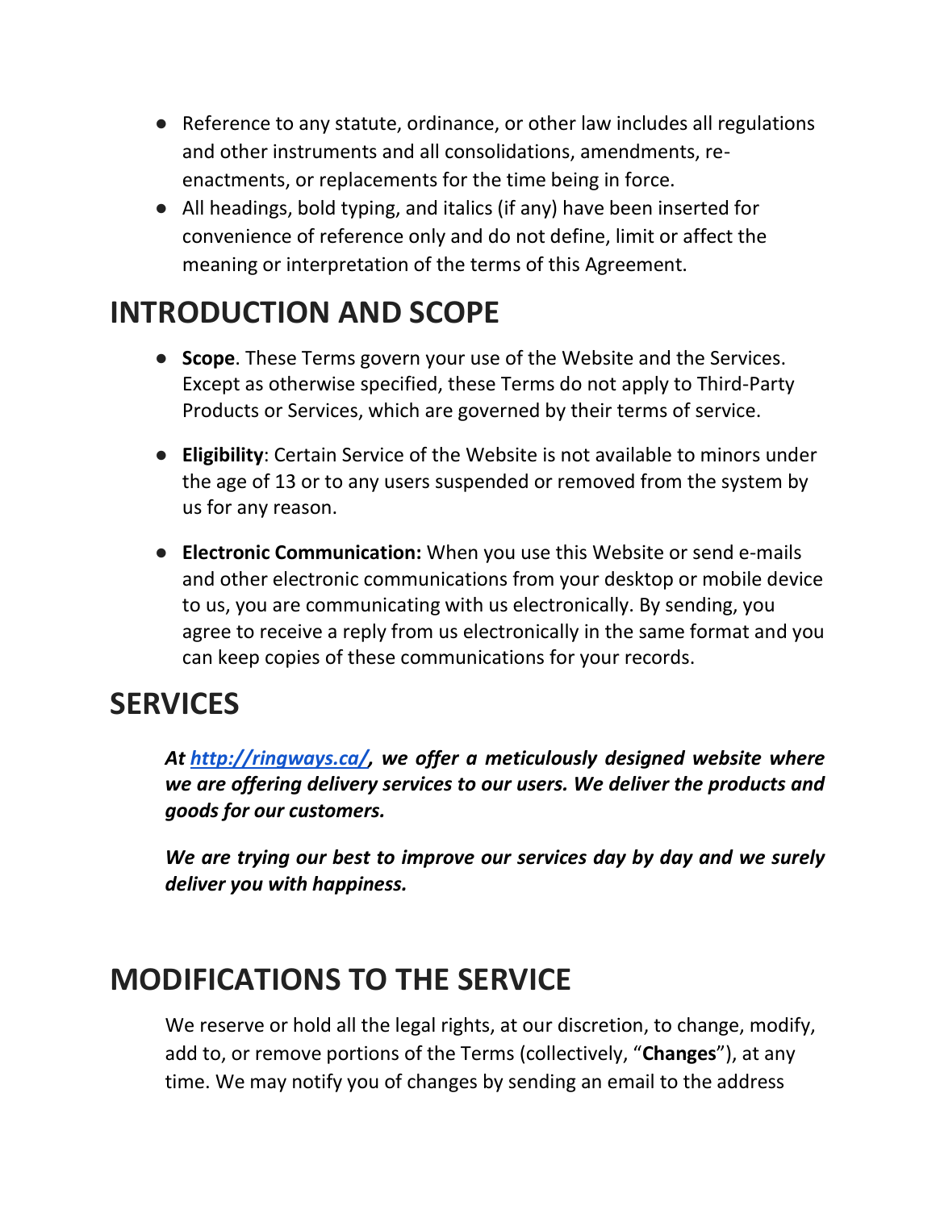- Reference to any statute, ordinance, or other law includes all regulations and other instruments and all consolidations, amendments, re-enactments, or replacements for the time being in force.
- All headings, bold typing, and italics (if any) have been inserted for convenience of reference only and do not define, limit or affect the meaning or interpretation of the terms of this Agreement.

# INTRODUCTION AND SCOPE

- **Scope**. These Terms govern your use of the Website and the Services. Except as otherwise specified, these Terms do not apply to Third-Party Products or Services, which are governed by their terms of service.

- **Eligibility**: Certain Service of the Website is not available to minors under the age of 13 or to any users suspended or removed from the system by us for any reason.

- **Electronic Communication:** When you use this Website or send e-mails and other electronic communications from your desktop or mobile device to us, you are communicating with us electronically. By sending, you agree to receive a reply from us electronically in the same format and you can keep copies of these communications for your records.

# SERVICES

***At [http://ringways.ca/](http://ringways.ca/), we offer a meticulously designed website where we are offering delivery services to our users. We deliver the products and goods for our customers.***

***We are trying our best to improve our services day by day and we surely deliver you with happiness.***

# MODIFICATIONS TO THE SERVICE

We reserve or hold all the legal rights, at our discretion, to change, modify, add to, or remove portions of the Terms (collectively, "**Changes**"), at any time. We may notify you of changes by sending an email to the address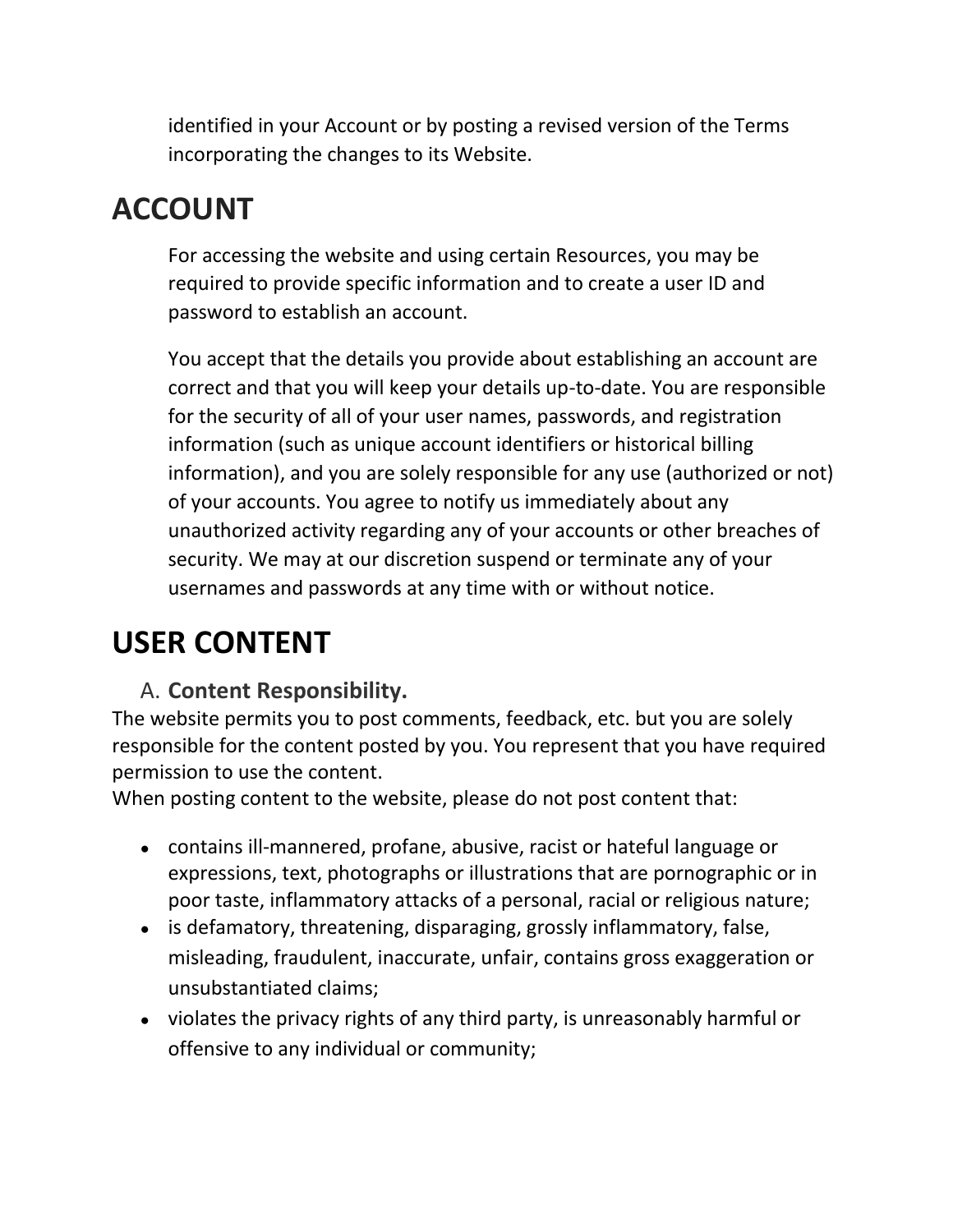identified in your Account or by posting a revised version of the Terms incorporating the changes to its Website.

# ACCOUNT

For accessing the website and using certain Resources, you may be required to provide specific information and to create a user ID and password to establish an account.

You accept that the details you provide about establishing an account are correct and that you will keep your details up-to-date. You are responsible for the security of all of your user names, passwords, and registration information (such as unique account identifiers or historical billing information), and you are solely responsible for any use (authorized or not) of your accounts. You agree to notify us immediately about any unauthorized activity regarding any of your accounts or other breaches of security. We may at our discretion suspend or terminate any of your usernames and passwords at any time with or without notice.

# USER CONTENT

A. **Content Responsibility.**

The website permits you to post comments, feedback, etc. but you are solely responsible for the content posted by you. You represent that you have required permission to use the content.
When posting content to the website, please do not post content that:

- contains ill-mannered, profane, abusive, racist or hateful language or expressions, text, photographs or illustrations that are pornographic or in poor taste, inflammatory attacks of a personal, racial or religious nature;
- is defamatory, threatening, disparaging, grossly inflammatory, false, misleading, fraudulent, inaccurate, unfair, contains gross exaggeration or unsubstantiated claims;
- violates the privacy rights of any third party, is unreasonably harmful or offensive to any individual or community;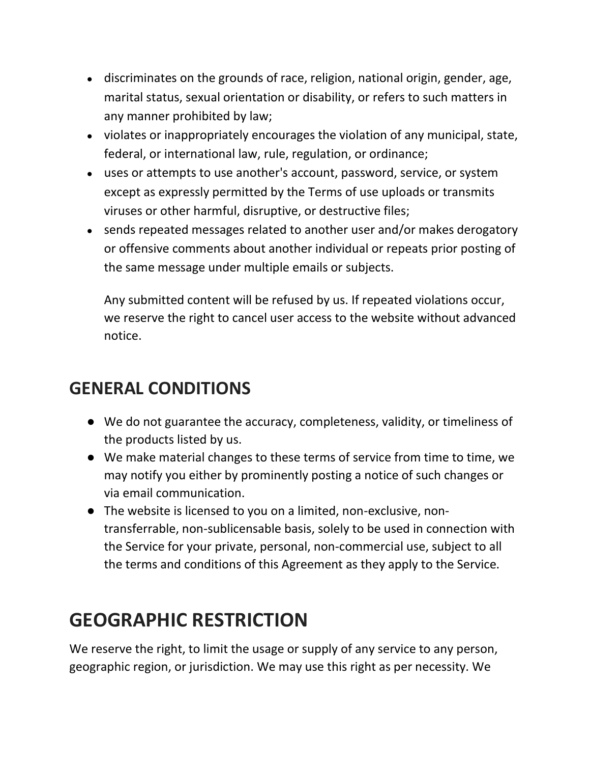- discriminates on the grounds of race, religion, national origin, gender, age, marital status, sexual orientation or disability, or refers to such matters in any manner prohibited by law;
- violates or inappropriately encourages the violation of any municipal, state, federal, or international law, rule, regulation, or ordinance;
- uses or attempts to use another's account, password, service, or system except as expressly permitted by the Terms of use uploads or transmits viruses or other harmful, disruptive, or destructive files;
- sends repeated messages related to another user and/or makes derogatory or offensive comments about another individual or repeats prior posting of the same message under multiple emails or subjects.

  Any submitted content will be refused by us. If repeated violations occur, we reserve the right to cancel user access to the website without advanced notice.

## GENERAL CONDITIONS

- We do not guarantee the accuracy, completeness, validity, or timeliness of the products listed by us.
- We make material changes to these terms of service from time to time, we may notify you either by prominently posting a notice of such changes or via email communication.
- The website is licensed to you on a limited, non-exclusive, non-transferrable, non-sublicensable basis, solely to be used in connection with the Service for your private, personal, non-commercial use, subject to all the terms and conditions of this Agreement as they apply to the Service.

# GEOGRAPHIC RESTRICTION

We reserve the right, to limit the usage or supply of any service to any person, geographic region, or jurisdiction. We may use this right as per necessity. We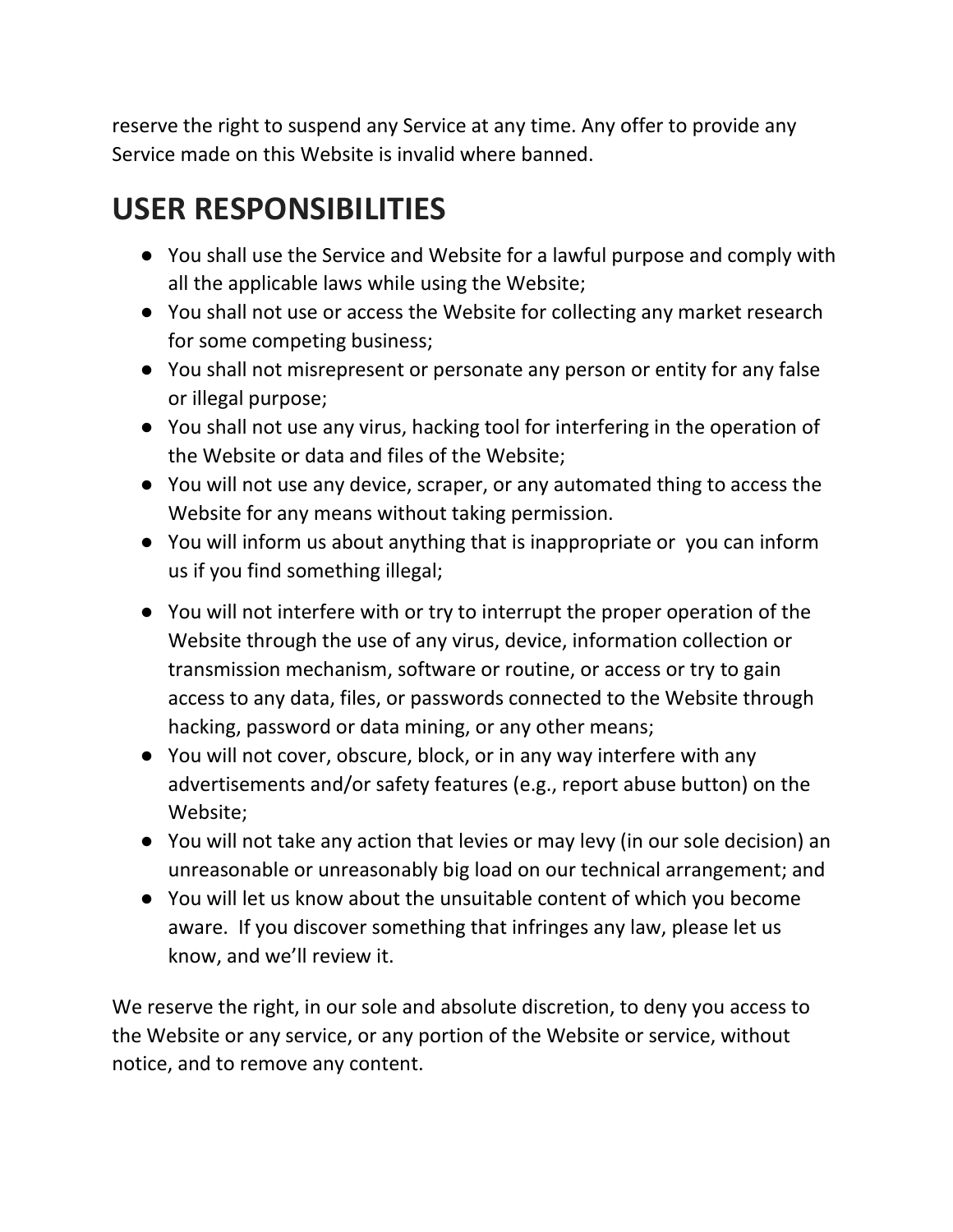reserve the right to suspend any Service at any time. Any offer to provide any Service made on this Website is invalid where banned.

## USER RESPONSIBILITIES

- You shall use the Service and Website for a lawful purpose and comply with all the applicable laws while using the Website;
- You shall not use or access the Website for collecting any market research for some competing business;
- You shall not misrepresent or personate any person or entity for any false or illegal purpose;
- You shall not use any virus, hacking tool for interfering in the operation of the Website or data and files of the Website;
- You will not use any device, scraper, or any automated thing to access the Website for any means without taking permission.
- You will inform us about anything that is inappropriate or you can inform us if you find something illegal;
- You will not interfere with or try to interrupt the proper operation of the Website through the use of any virus, device, information collection or transmission mechanism, software or routine, or access or try to gain access to any data, files, or passwords connected to the Website through hacking, password or data mining, or any other means;
- You will not cover, obscure, block, or in any way interfere with any advertisements and/or safety features (e.g., report abuse button) on the Website;
- You will not take any action that levies or may levy (in our sole decision) an unreasonable or unreasonably big load on our technical arrangement; and
- You will let us know about the unsuitable content of which you become aware. If you discover something that infringes any law, please let us know, and we'll review it.

We reserve the right, in our sole and absolute discretion, to deny you access to the Website or any service, or any portion of the Website or service, without notice, and to remove any content.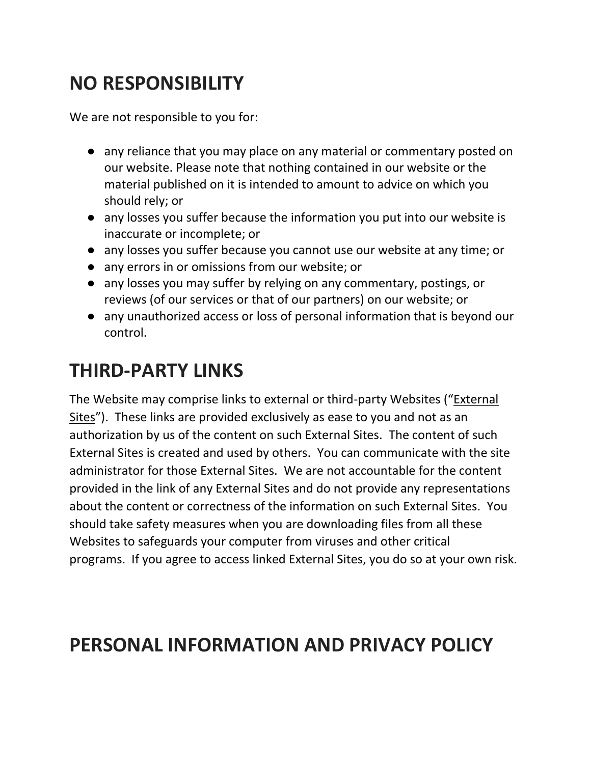## NO RESPONSIBILITY

We are not responsible to you for:

- any reliance that you may place on any material or commentary posted on our website. Please note that nothing contained in our website or the material published on it is intended to amount to advice on which you should rely; or
- any losses you suffer because the information you put into our website is inaccurate or incomplete; or
- any losses you suffer because you cannot use our website at any time; or
- any errors in or omissions from our website; or
- any losses you may suffer by relying on any commentary, postings, or reviews (of our services or that of our partners) on our website; or
- any unauthorized access or loss of personal information that is beyond our control.

## THIRD-PARTY LINKS

The Website may comprise links to external or third-party Websites ("External Sites"). These links are provided exclusively as ease to you and not as an authorization by us of the content on such External Sites. The content of such External Sites is created and used by others. You can communicate with the site administrator for those External Sites. We are not accountable for the content provided in the link of any External Sites and do not provide any representations about the content or correctness of the information on such External Sites. You should take safety measures when you are downloading files from all these Websites to safeguards your computer from viruses and other critical programs. If you agree to access linked External Sites, you do so at your own risk.

## PERSONAL INFORMATION AND PRIVACY POLICY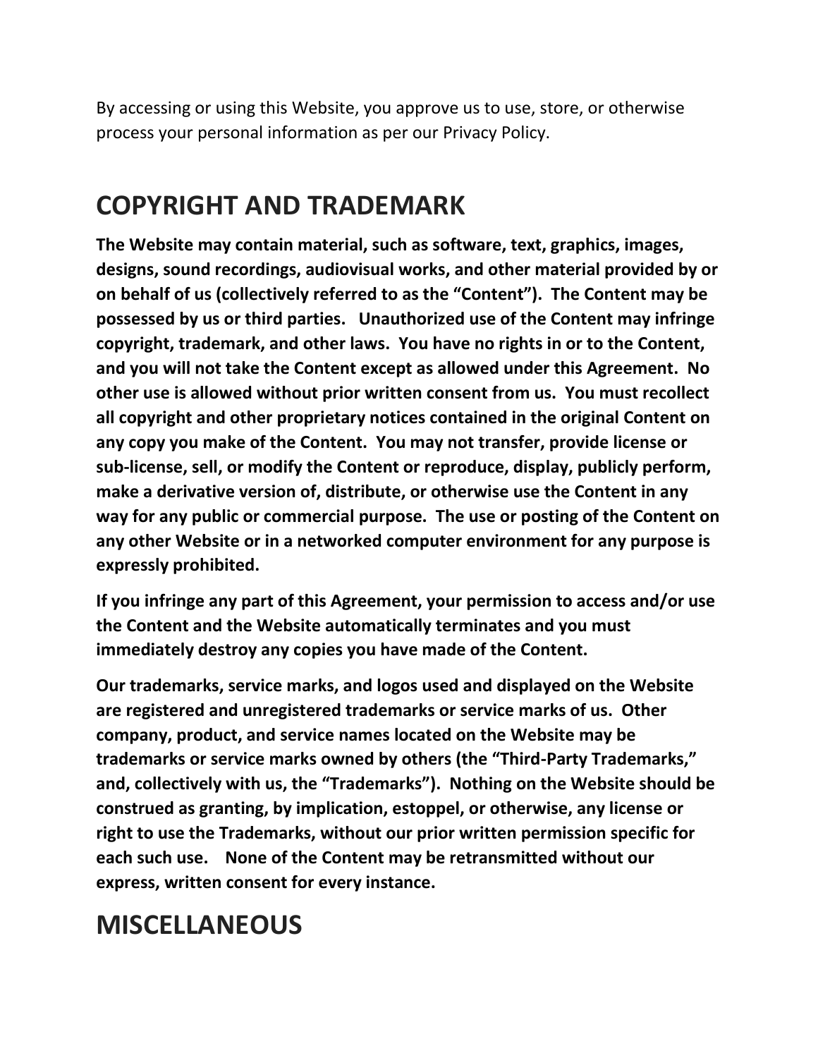By accessing or using this Website, you approve us to use, store, or otherwise process your personal information as per our Privacy Policy.

# COPYRIGHT AND TRADEMARK

**The Website may contain material, such as software, text, graphics, images, designs, sound recordings, audiovisual works, and other material provided by or on behalf of us (collectively referred to as the "Content"). The Content may be possessed by us or third parties. Unauthorized use of the Content may infringe copyright, trademark, and other laws. You have no rights in or to the Content, and you will not take the Content except as allowed under this Agreement. No other use is allowed without prior written consent from us. You must recollect all copyright and other proprietary notices contained in the original Content on any copy you make of the Content. You may not transfer, provide license or sub-license, sell, or modify the Content or reproduce, display, publicly perform, make a derivative version of, distribute, or otherwise use the Content in any way for any public or commercial purpose. The use or posting of the Content on any other Website or in a networked computer environment for any purpose is expressly prohibited.**

**If you infringe any part of this Agreement, your permission to access and/or use the Content and the Website automatically terminates and you must immediately destroy any copies you have made of the Content.**

**Our trademarks, service marks, and logos used and displayed on the Website are registered and unregistered trademarks or service marks of us. Other company, product, and service names located on the Website may be trademarks or service marks owned by others (the "Third-Party Trademarks," and, collectively with us, the "Trademarks"). Nothing on the Website should be construed as granting, by implication, estoppel, or otherwise, any license or right to use the Trademarks, without our prior written permission specific for each such use. None of the Content may be retransmitted without our express, written consent for every instance.**

# MISCELLANEOUS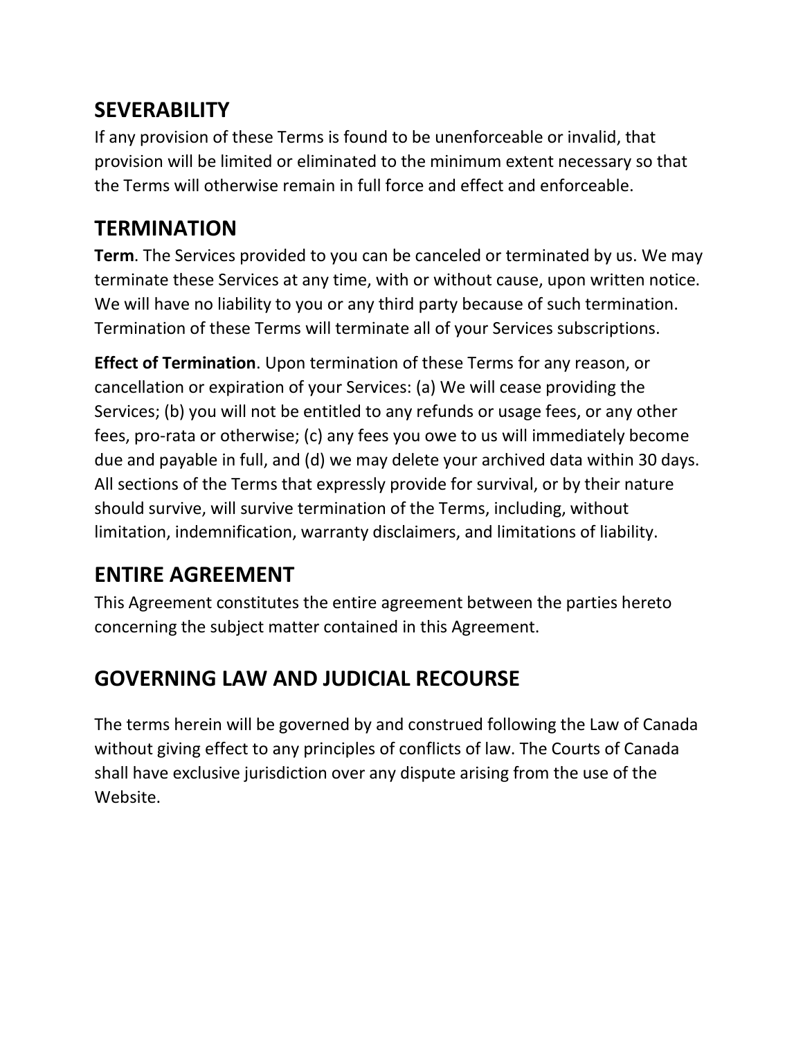## SEVERABILITY

If any provision of these Terms is found to be unenforceable or invalid, that provision will be limited or eliminated to the minimum extent necessary so that the Terms will otherwise remain in full force and effect and enforceable.

## TERMINATION

**Term**. The Services provided to you can be canceled or terminated by us. We may terminate these Services at any time, with or without cause, upon written notice. We will have no liability to you or any third party because of such termination. Termination of these Terms will terminate all of your Services subscriptions.

**Effect of Termination**. Upon termination of these Terms for any reason, or cancellation or expiration of your Services: (a) We will cease providing the Services; (b) you will not be entitled to any refunds or usage fees, or any other fees, pro-rata or otherwise; (c) any fees you owe to us will immediately become due and payable in full, and (d) we may delete your archived data within 30 days. All sections of the Terms that expressly provide for survival, or by their nature should survive, will survive termination of the Terms, including, without limitation, indemnification, warranty disclaimers, and limitations of liability.

## ENTIRE AGREEMENT

This Agreement constitutes the entire agreement between the parties hereto concerning the subject matter contained in this Agreement.

## GOVERNING LAW AND JUDICIAL RECOURSE

The terms herein will be governed by and construed following the Law of Canada without giving effect to any principles of conflicts of law. The Courts of Canada shall have exclusive jurisdiction over any dispute arising from the use of the Website.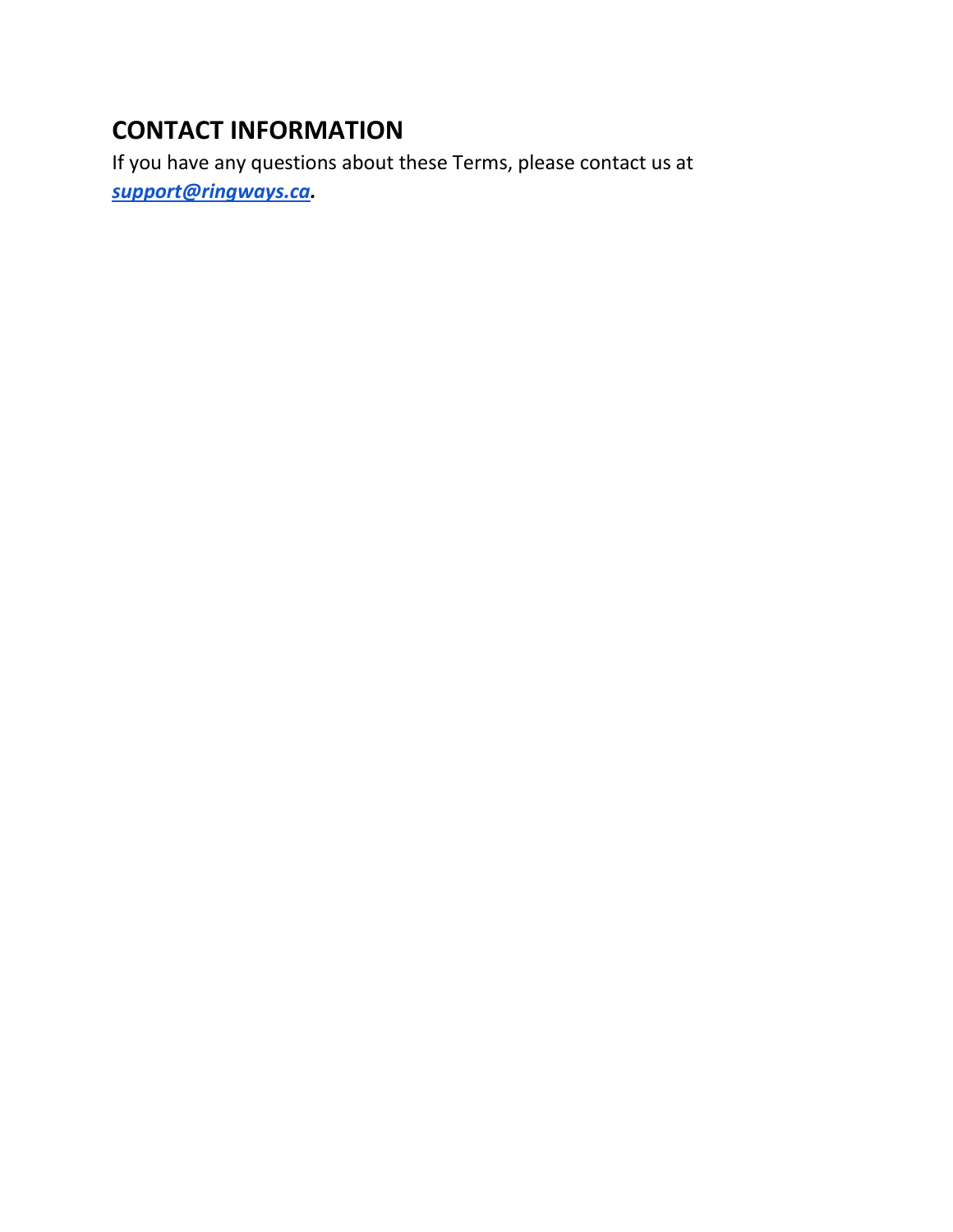## CONTACT INFORMATION

If you have any questions about these Terms, please contact us at ***support@ringways.ca.***